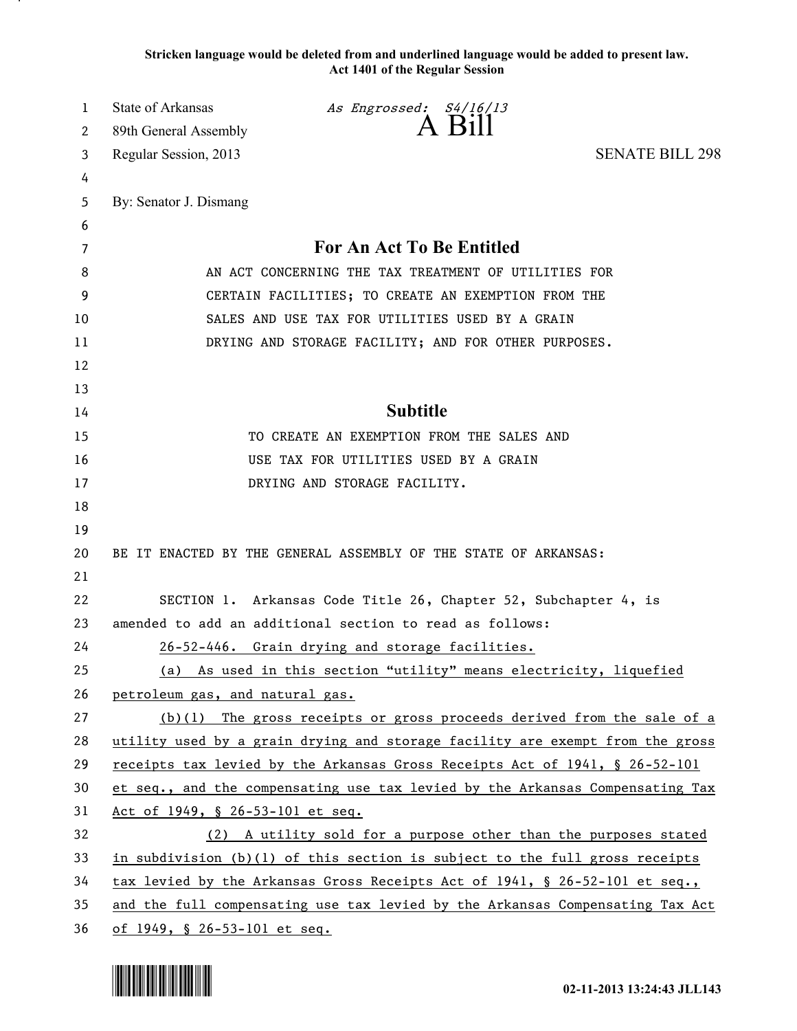**Stricken language would be deleted from and underlined language would be added to present law.**
**Act 1401 of the Regular Session**

State of Arkansas *As Engrossed: S4/16/13*
89th General Assembly
Regular Session, 2013

# A Bill

**SENATE BILL 298**

By: Senator J. Dismang

## For An Act To Be Entitled

AN ACT CONCERNING THE TAX TREATMENT OF UTILITIES FOR CERTAIN FACILITIES; TO CREATE AN EXEMPTION FROM THE SALES AND USE TAX FOR UTILITIES USED BY A GRAIN DRYING AND STORAGE FACILITY; AND FOR OTHER PURPOSES.

## Subtitle

TO CREATE AN EXEMPTION FROM THE SALES AND USE TAX FOR UTILITIES USED BY A GRAIN DRYING AND STORAGE FACILITY.

BE IT ENACTED BY THE GENERAL ASSEMBLY OF THE STATE OF ARKANSAS:

SECTION 1. Arkansas Code Title 26, Chapter 52, Subchapter 4, is amended to add an additional section to read as follows:

26-52-446. Grain drying and storage facilities.

(a) As used in this section "utility" means electricity, liquefied petroleum gas, and natural gas.

(b)(1) The gross receipts or gross proceeds derived from the sale of a utility used by a grain drying and storage facility are exempt from the gross receipts tax levied by the Arkansas Gross Receipts Act of 1941, § 26-52-101 et seq., and the compensating use tax levied by the Arkansas Compensating Tax Act of 1949, § 26-53-101 et seq.

(2) A utility sold for a purpose other than the purposes stated in subdivision (b)(1) of this section is subject to the full gross receipts tax levied by the Arkansas Gross Receipts Act of 1941, § 26-52-101 et seq., and the full compensating use tax levied by the Arkansas Compensating Tax Act of 1949, § 26-53-101 et seq.

02-11-2013 13:24:43 JLL143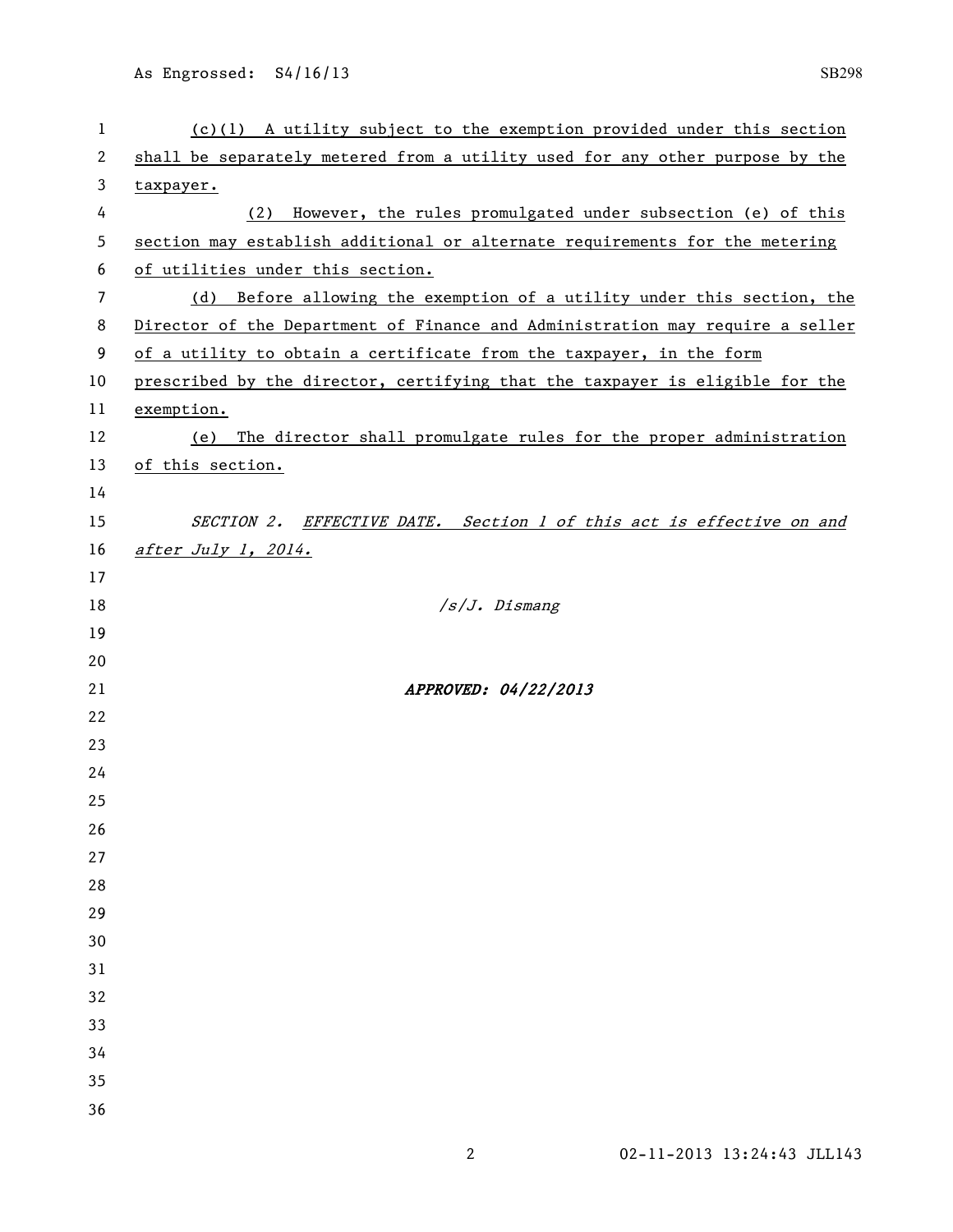(c)(1) A utility subject to the exemption provided under this section shall be separately metered from a utility used for any other purpose by the taxpayer.

(2) However, the rules promulgated under subsection (e) of this section may establish additional or alternate requirements for the metering of utilities under this section.

(d) Before allowing the exemption of a utility under this section, the Director of the Department of Finance and Administration may require a seller of a utility to obtain a certificate from the taxpayer, in the form prescribed by the director, certifying that the taxpayer is eligible for the exemption.

(e) The director shall promulgate rules for the proper administration of this section.

*SECTION 2. EFFECTIVE DATE. Section 1 of this act is effective on and after July 1, 2014.*

*/s/J. Dismang*

***APPROVED: 04/22/2013***